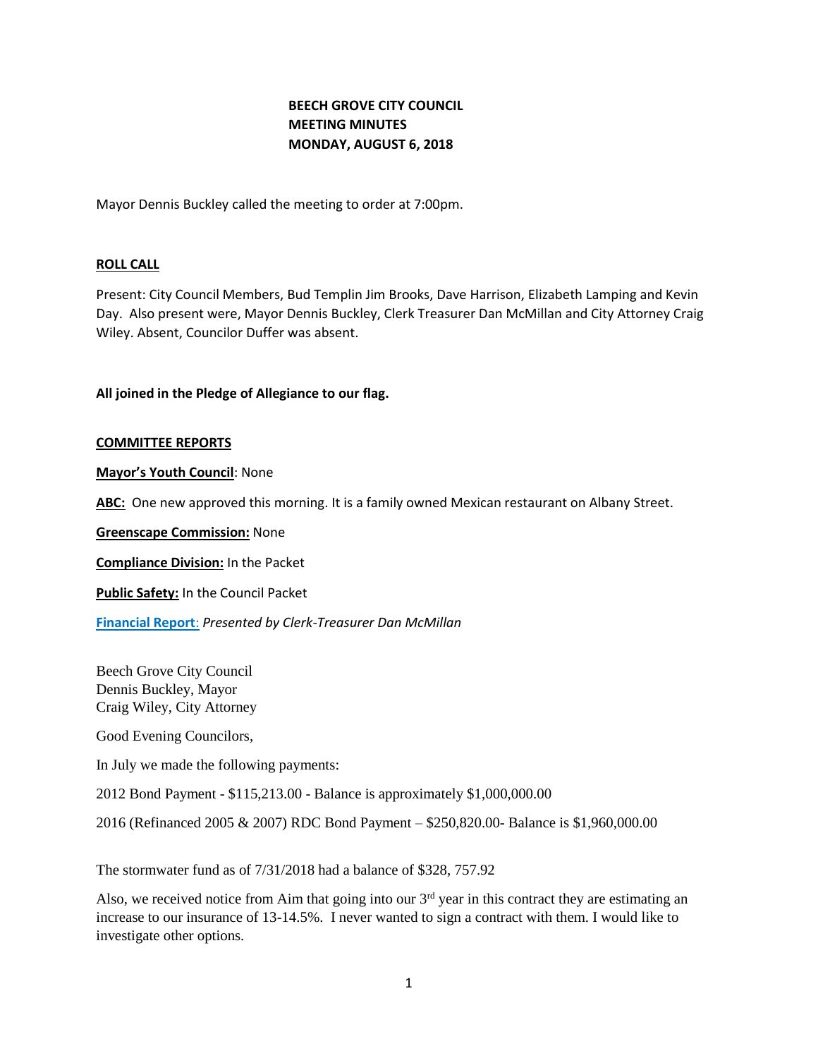**BEECH GROVE CITY COUNCIL**
**MEETING MINUTES**
**MONDAY, AUGUST 6, 2018**

Mayor Dennis Buckley called the meeting to order at 7:00pm.

**ROLL CALL**

Present: City Council Members, Bud Templin Jim Brooks, Dave Harrison, Elizabeth Lamping and Kevin Day. Also present were, Mayor Dennis Buckley, Clerk Treasurer Dan McMillan and City Attorney Craig Wiley. Absent, Councilor Duffer was absent.

**All joined in the Pledge of Allegiance to our flag.**

**COMMITTEE REPORTS**

**Mayor's Youth Council**: None

**ABC:** One new approved this morning. It is a family owned Mexican restaurant on Albany Street.

**Greenscape Commission:** None

**Compliance Division:** In the Packet

**Public Safety:** In the Council Packet

**Financial Report**: *Presented by Clerk-Treasurer Dan McMillan*

Beech Grove City Council
Dennis Buckley, Mayor
Craig Wiley, City Attorney

Good Evening Councilors,

In July we made the following payments:

2012 Bond Payment - $115,213.00 - Balance is approximately $1,000,000.00

2016 (Refinanced 2005 & 2007) RDC Bond Payment – $250,820.00- Balance is $1,960,000.00

The stormwater fund as of 7/31/2018 had a balance of $328, 757.92

Also, we received notice from Aim that going into our 3rd year in this contract they are estimating an increase to our insurance of 13-14.5%. I never wanted to sign a contract with them. I would like to investigate other options.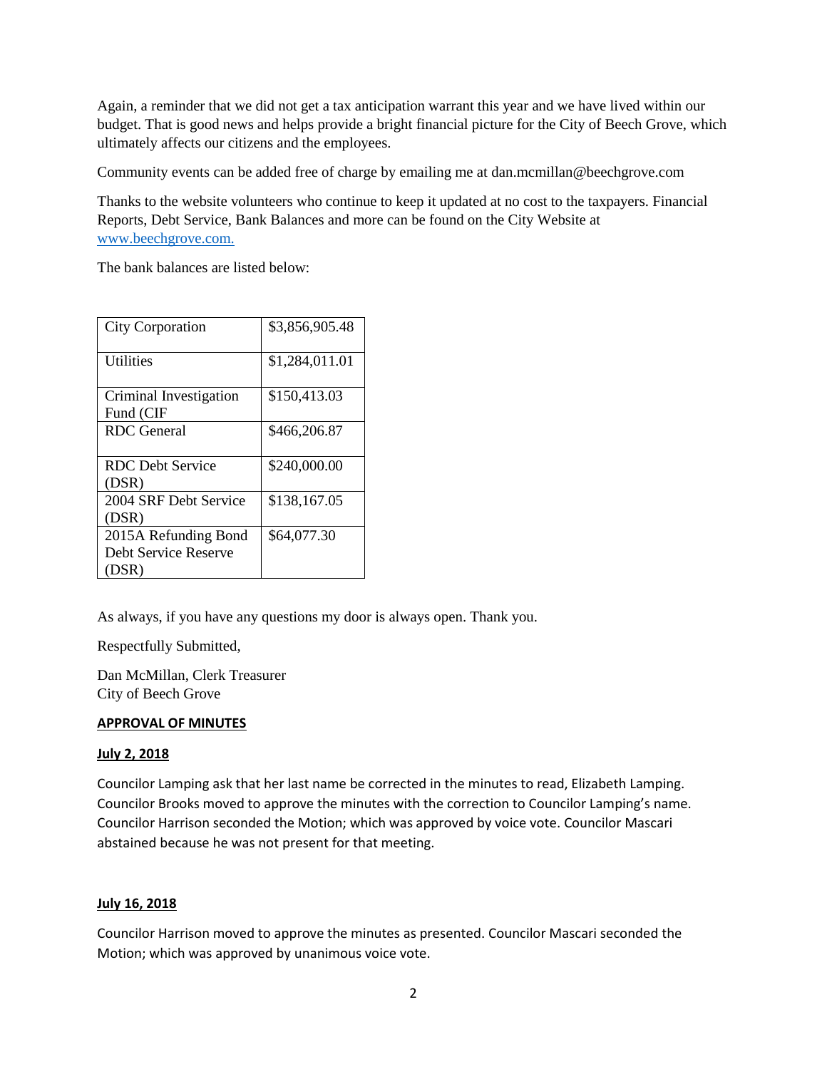Again, a reminder that we did not get a tax anticipation warrant this year and we have lived within our budget. That is good news and helps provide a bright financial picture for the City of Beech Grove, which ultimately affects our citizens and the employees.

Community events can be added free of charge by emailing me at dan.mcmillan@beechgrove.com

Thanks to the website volunteers who continue to keep it updated at no cost to the taxpayers. Financial Reports, Debt Service, Bank Balances and more can be found on the City Website at [www.beechgrove.com.](http://www.beechgrove.com)

The bank balances are listed below:

| | |
|---|---|
| City Corporation | $3,856,905.48 |
| Utilities | $1,284,011.01 |
| Criminal Investigation Fund (CIF | $150,413.03 |
| RDC General | $466,206.87 |
| RDC Debt Service (DSR) | $240,000.00 |
| 2004 SRF Debt Service (DSR) | $138,167.05 |
| 2015A Refunding Bond Debt Service Reserve (DSR) | $64,077.30 |

As always, if you have any questions my door is always open. Thank you.

Respectfully Submitted,

Dan McMillan, Clerk Treasurer
City of Beech Grove

**APPROVAL OF MINUTES**

**July 2, 2018**

Councilor Lamping ask that her last name be corrected in the minutes to read, Elizabeth Lamping. Councilor Brooks moved to approve the minutes with the correction to Councilor Lamping's name. Councilor Harrison seconded the Motion; which was approved by voice vote. Councilor Mascari abstained because he was not present for that meeting.

**July 16, 2018**

Councilor Harrison moved to approve the minutes as presented. Councilor Mascari seconded the Motion; which was approved by unanimous voice vote.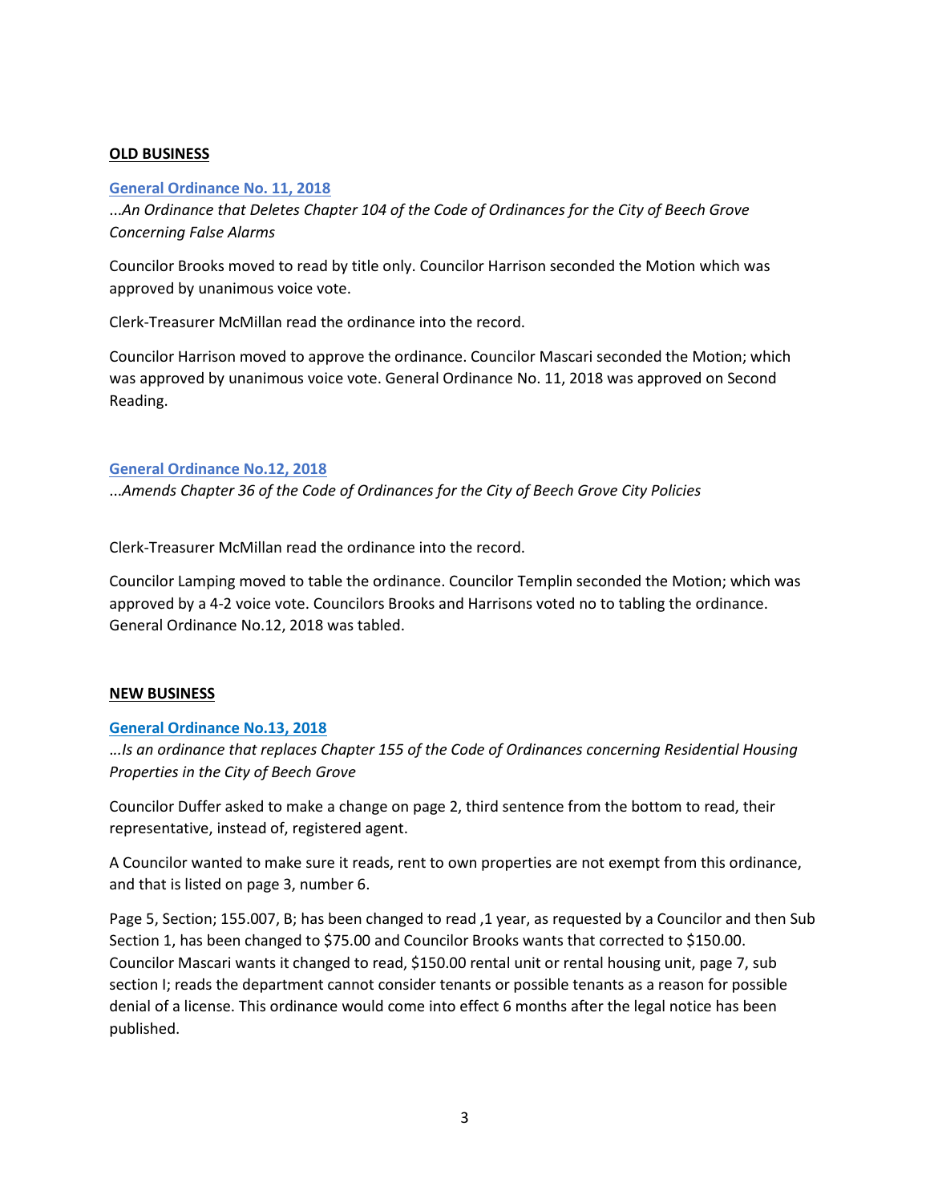**OLD BUSINESS**

**General Ordinance No. 11, 2018**

...*An Ordinance that Deletes Chapter 104 of the Code of Ordinances for the City of Beech Grove Concerning False Alarms*

Councilor Brooks moved to read by title only. Councilor Harrison seconded the Motion which was approved by unanimous voice vote.

Clerk-Treasurer McMillan read the ordinance into the record.

Councilor Harrison moved to approve the ordinance. Councilor Mascari seconded the Motion; which was approved by unanimous voice vote. General Ordinance No. 11, 2018 was approved on Second Reading.

**General Ordinance No.12, 2018**

...*Amends Chapter 36 of the Code of Ordinances for the City of Beech Grove City Policies*

Clerk-Treasurer McMillan read the ordinance into the record.

Councilor Lamping moved to table the ordinance. Councilor Templin seconded the Motion; which was approved by a 4-2 voice vote. Councilors Brooks and Harrisons voted no to tabling the ordinance. General Ordinance No.12, 2018 was tabled.

**NEW BUSINESS**

**General Ordinance No.13, 2018**

...*Is an ordinance that replaces Chapter 155 of the Code of Ordinances concerning Residential Housing Properties in the City of Beech Grove*

Councilor Duffer asked to make a change on page 2, third sentence from the bottom to read, their representative, instead of, registered agent.

A Councilor wanted to make sure it reads, rent to own properties are not exempt from this ordinance, and that is listed on page 3, number 6.

Page 5, Section; 155.007, B; has been changed to read ,1 year, as requested by a Councilor and then Sub Section 1, has been changed to $75.00 and Councilor Brooks wants that corrected to $150.00. Councilor Mascari wants it changed to read, $150.00 rental unit or rental housing unit, page 7, sub section I; reads the department cannot consider tenants or possible tenants as a reason for possible denial of a license. This ordinance would come into effect 6 months after the legal notice has been published.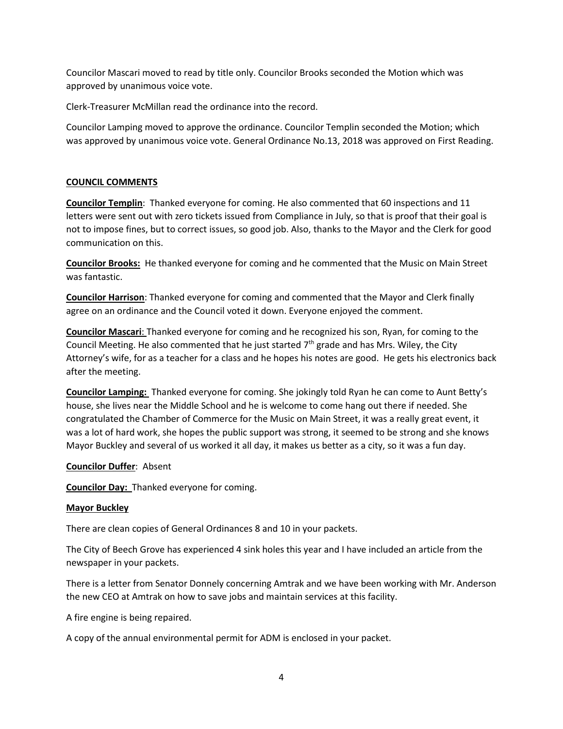Councilor Mascari moved to read by title only. Councilor Brooks seconded the Motion which was approved by unanimous voice vote.

Clerk-Treasurer McMillan read the ordinance into the record.

Councilor Lamping moved to approve the ordinance. Councilor Templin seconded the Motion; which was approved by unanimous voice vote. General Ordinance No.13, 2018 was approved on First Reading.

**COUNCIL COMMENTS**

**Councilor Templin**: Thanked everyone for coming. He also commented that 60 inspections and 11 letters were sent out with zero tickets issued from Compliance in July, so that is proof that their goal is not to impose fines, but to correct issues, so good job. Also, thanks to the Mayor and the Clerk for good communication on this.

**Councilor Brooks:** He thanked everyone for coming and he commented that the Music on Main Street was fantastic.

**Councilor Harrison**: Thanked everyone for coming and commented that the Mayor and Clerk finally agree on an ordinance and the Council voted it down. Everyone enjoyed the comment.

**Councilor Mascari**: Thanked everyone for coming and he recognized his son, Ryan, for coming to the Council Meeting. He also commented that he just started 7th grade and has Mrs. Wiley, the City Attorney's wife, for as a teacher for a class and he hopes his notes are good. He gets his electronics back after the meeting.

**Councilor Lamping:** Thanked everyone for coming. She jokingly told Ryan he can come to Aunt Betty's house, she lives near the Middle School and he is welcome to come hang out there if needed. She congratulated the Chamber of Commerce for the Music on Main Street, it was a really great event, it was a lot of hard work, she hopes the public support was strong, it seemed to be strong and she knows Mayor Buckley and several of us worked it all day, it makes us better as a city, so it was a fun day.

**Councilor Duffer**: Absent

**Councilor Day:** Thanked everyone for coming.

**Mayor Buckley**

There are clean copies of General Ordinances 8 and 10 in your packets.

The City of Beech Grove has experienced 4 sink holes this year and I have included an article from the newspaper in your packets.

There is a letter from Senator Donnely concerning Amtrak and we have been working with Mr. Anderson the new CEO at Amtrak on how to save jobs and maintain services at this facility.

A fire engine is being repaired.

A copy of the annual environmental permit for ADM is enclosed in your packet.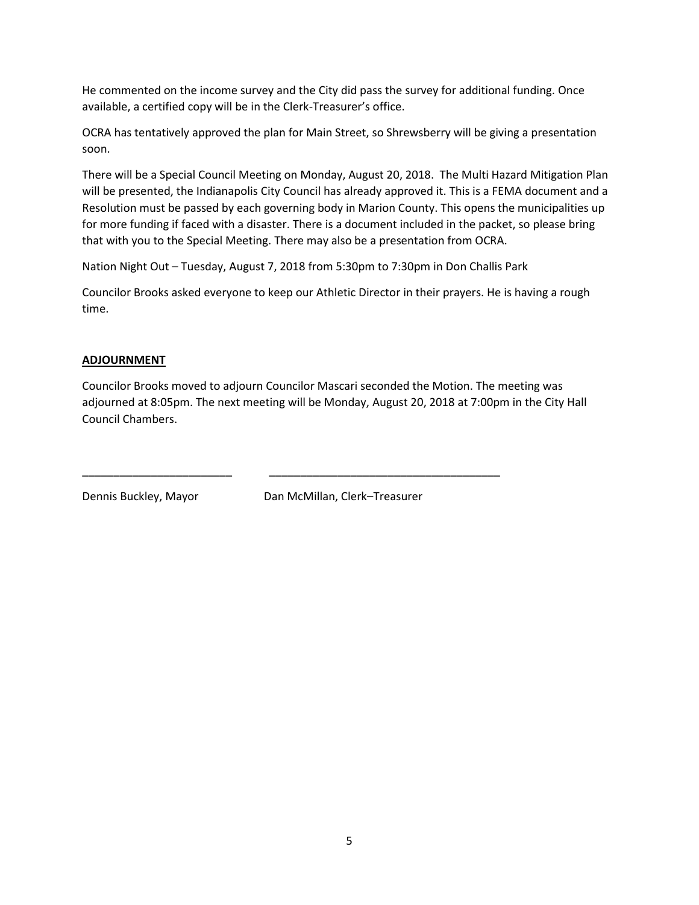He commented on the income survey and the City did pass the survey for additional funding. Once available, a certified copy will be in the Clerk-Treasurer's office.

OCRA has tentatively approved the plan for Main Street, so Shrewsberry will be giving a presentation soon.

There will be a Special Council Meeting on Monday, August 20, 2018. The Multi Hazard Mitigation Plan will be presented, the Indianapolis City Council has already approved it. This is a FEMA document and a Resolution must be passed by each governing body in Marion County. This opens the municipalities up for more funding if faced with a disaster. There is a document included in the packet, so please bring that with you to the Special Meeting. There may also be a presentation from OCRA.

Nation Night Out – Tuesday, August 7, 2018 from 5:30pm to 7:30pm in Don Challis Park

Councilor Brooks asked everyone to keep our Athletic Director in their prayers. He is having a rough time.

## ADJOURNMENT

Councilor Brooks moved to adjourn Councilor Mascari seconded the Motion. The meeting was adjourned at 8:05pm. The next meeting will be Monday, August 20, 2018 at 7:00pm in the City Hall Council Chambers.

________________________ ______________________________________

Dennis Buckley, Mayor Dan McMillan, Clerk–Treasurer